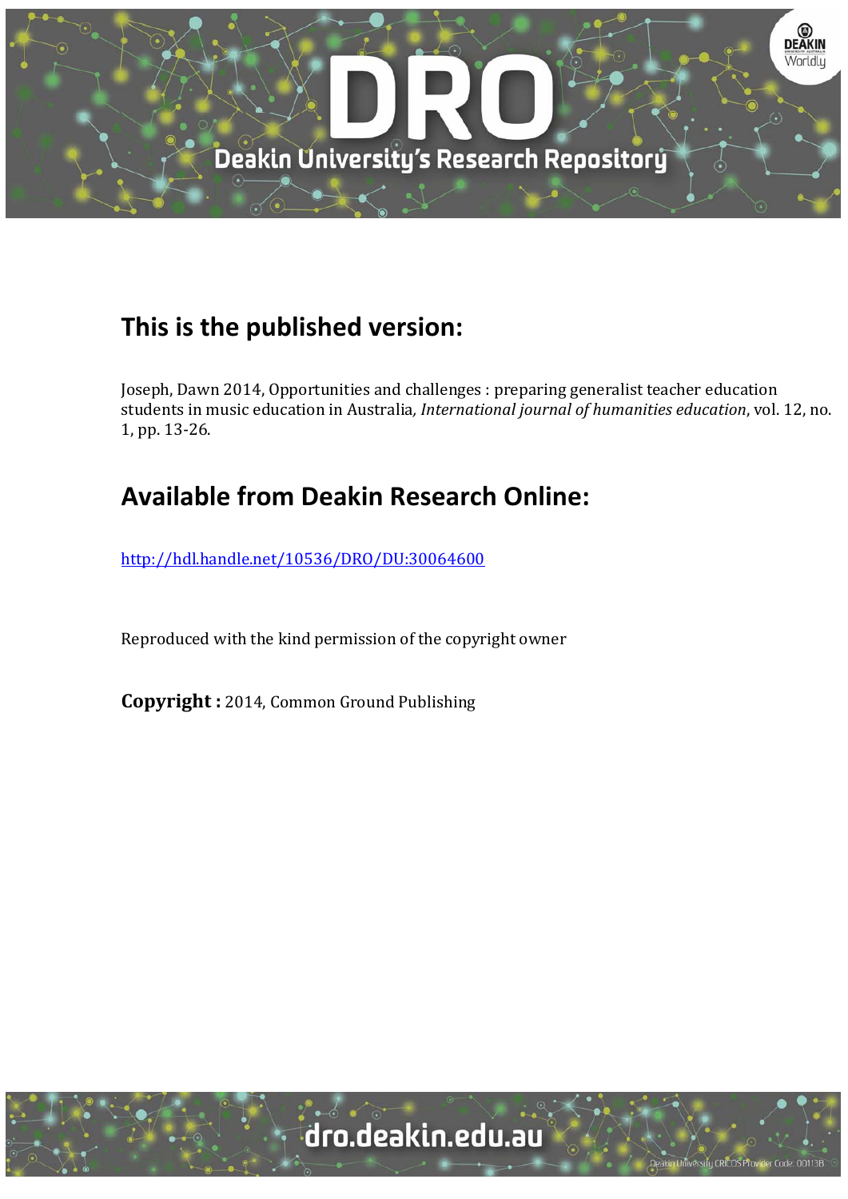# DRO

Deakin University's Research Repository

## This is the published version:

Joseph, Dawn 2014, Opportunities and challenges : preparing generalist teacher education students in music education in Australia, *International journal of humanities education*, vol. 12, no. 1, pp. 13-26.

## Available from Deakin Research Online:

http://hdl.handle.net/10536/DRO/DU:30064600

Reproduced with the kind permission of the copyright owner

**Copyright :** 2014, Common Ground Publishing

dro.deakin.edu.au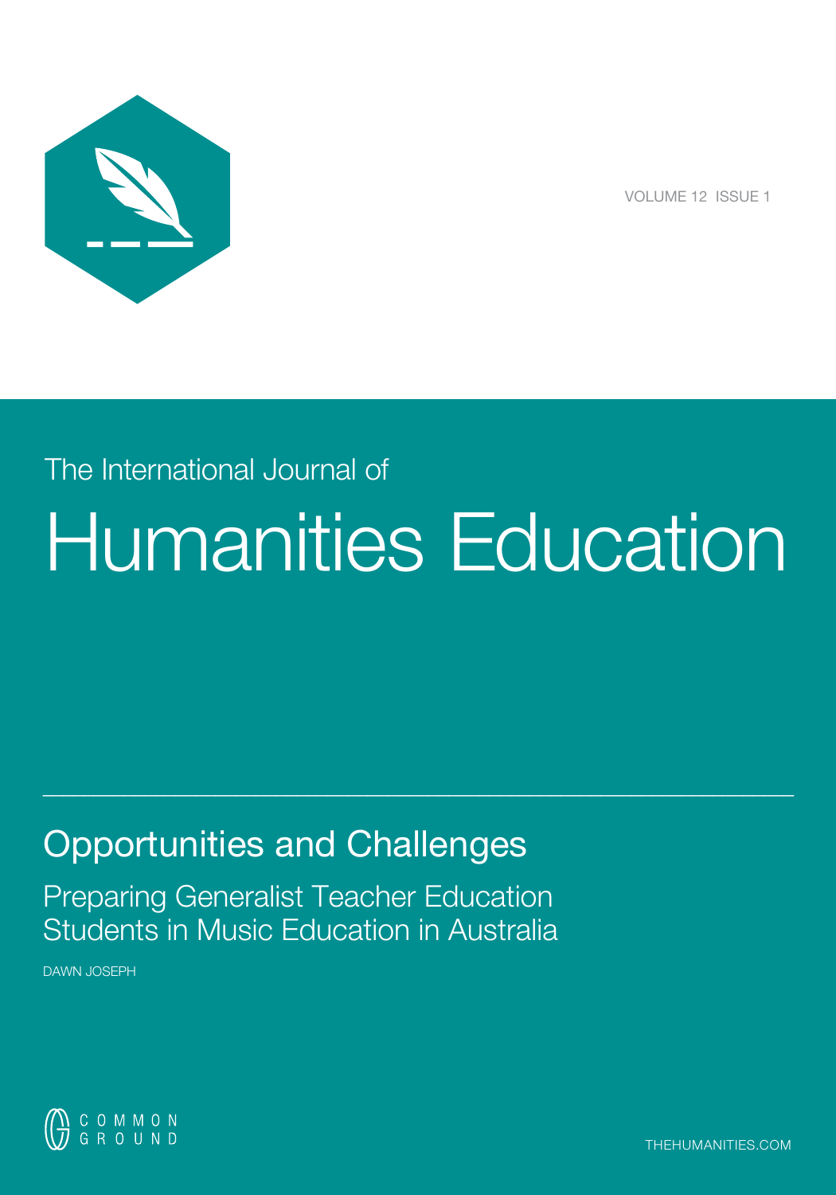VOLUME 12 ISSUE 1

The International Journal of

# Humanities Education

## Opportunities and Challenges

### Preparing Generalist Teacher Education Students in Music Education in Australia

DAWN JOSEPH

COMMON GROUND

THEHUMANITIES.COM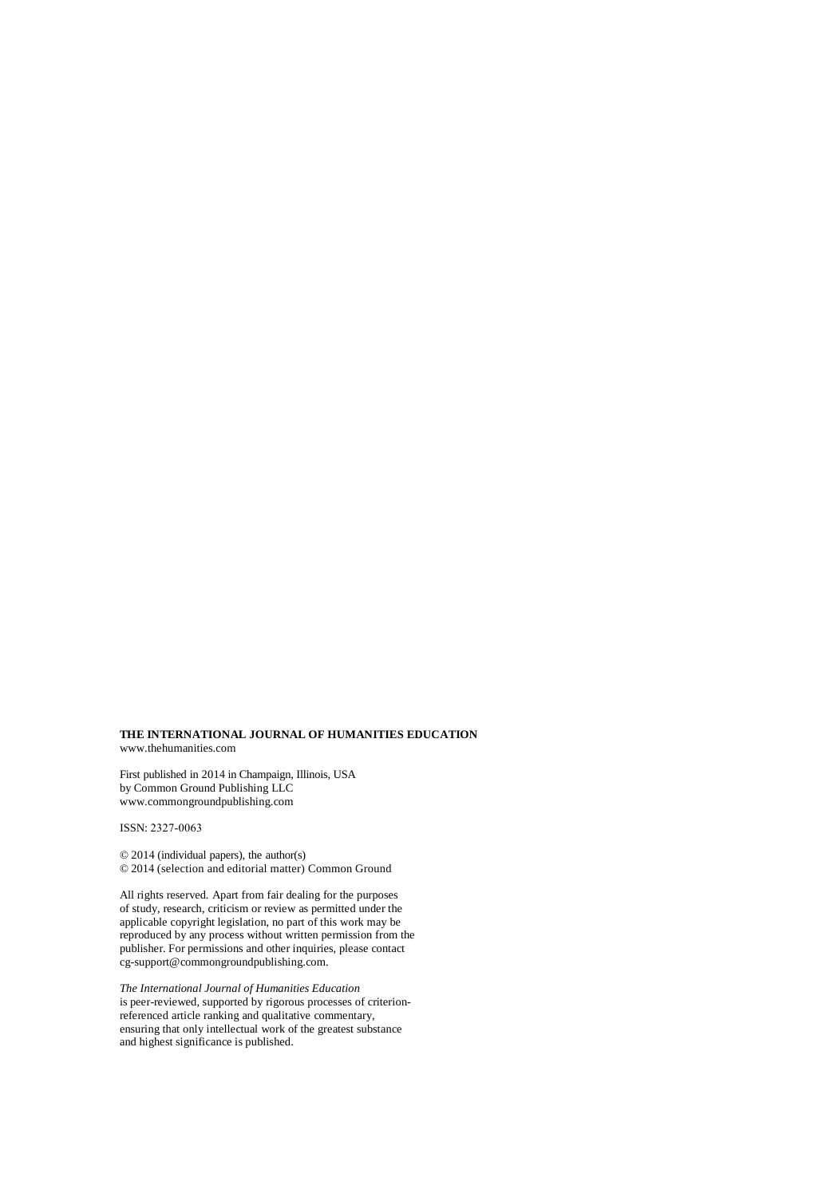**THE INTERNATIONAL JOURNAL OF HUMANITIES EDUCATION**
www.thehumanities.com

First published in 2014 in Champaign, Illinois, USA
by Common Ground Publishing LLC
www.commongroundpublishing.com

ISSN: 2327-0063

© 2014 (individual papers), the author(s)
© 2014 (selection and editorial matter) Common Ground

All rights reserved. Apart from fair dealing for the purposes of study, research, criticism or review as permitted under the applicable copyright legislation, no part of this work may be reproduced by any process without written permission from the publisher. For permissions and other inquiries, please contact cg-support@commongroundpublishing.com.

*The International Journal of Humanities Education* is peer-reviewed, supported by rigorous processes of criterion-referenced article ranking and qualitative commentary, ensuring that only intellectual work of the greatest substance and highest significance is published.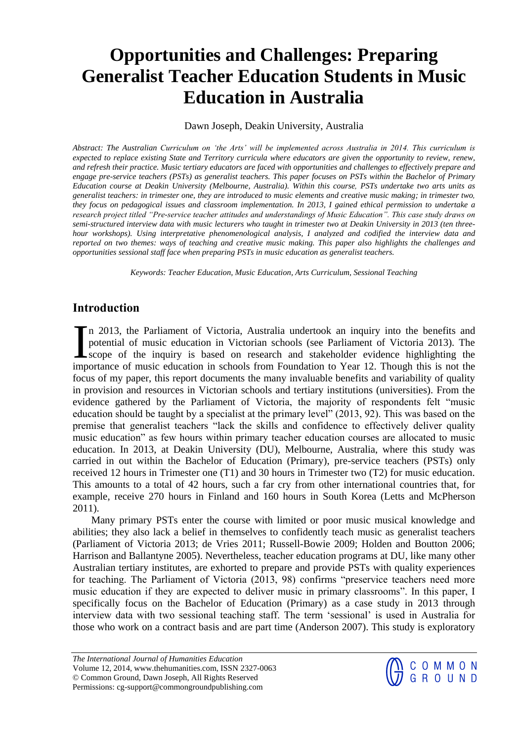# Opportunities and Challenges: Preparing Generalist Teacher Education Students in Music Education in Australia

Dawn Joseph, Deakin University, Australia

*Abstract: The Australian Curriculum on 'the Arts' will be implemented across Australia in 2014. This curriculum is expected to replace existing State and Territory curricula where educators are given the opportunity to review, renew, and refresh their practice. Music tertiary educators are faced with opportunities and challenges to effectively prepare and engage pre-service teachers (PSTs) as generalist teachers. This paper focuses on PSTs within the Bachelor of Primary Education course at Deakin University (Melbourne, Australia). Within this course, PSTs undertake two arts units as generalist teachers: in trimester one, they are introduced to music elements and creative music making; in trimester two, they focus on pedagogical issues and classroom implementation. In 2013, I gained ethical permission to undertake a research project titled "Pre-service teacher attitudes and understandings of Music Education". This case study draws on semi-structured interview data with music lecturers who taught in trimester two at Deakin University in 2013 (ten three-hour workshops). Using interpretative phenomenological analysis, I analyzed and codified the interview data and reported on two themes: ways of teaching and creative music making. This paper also highlights the challenges and opportunities sessional staff face when preparing PSTs in music education as generalist teachers.*

*Keywords: Teacher Education, Music Education, Arts Curriculum, Sessional Teaching*

## Introduction

In 2013, the Parliament of Victoria, Australia undertook an inquiry into the benefits and potential of music education in Victorian schools (see Parliament of Victoria 2013). The scope of the inquiry is based on research and stakeholder evidence highlighting the importance of music education in schools from Foundation to Year 12. Though this is not the focus of my paper, this report documents the many invaluable benefits and variability of quality in provision and resources in Victorian schools and tertiary institutions (universities). From the evidence gathered by the Parliament of Victoria, the majority of respondents felt "music education should be taught by a specialist at the primary level" (2013, 92). This was based on the premise that generalist teachers "lack the skills and confidence to effectively deliver quality music education" as few hours within primary teacher education courses are allocated to music education. In 2013, at Deakin University (DU), Melbourne, Australia, where this study was carried in out within the Bachelor of Education (Primary), pre-service teachers (PSTs) only received 12 hours in Trimester one (T1) and 30 hours in Trimester two (T2) for music education. This amounts to a total of 42 hours, such a far cry from other international countries that, for example, receive 270 hours in Finland and 160 hours in South Korea (Letts and McPherson 2011).

Many primary PSTs enter the course with limited or poor music musical knowledge and abilities; they also lack a belief in themselves to confidently teach music as generalist teachers (Parliament of Victoria 2013; de Vries 2011; Russell-Bowie 2009; Holden and Boutton 2006; Harrison and Ballantyne 2005). Nevertheless, teacher education programs at DU, like many other Australian tertiary institutes, are exhorted to prepare and provide PSTs with quality experiences for teaching. The Parliament of Victoria (2013, 98) confirms "preservice teachers need more music education if they are expected to deliver music in primary classrooms". In this paper, I specifically focus on the Bachelor of Education (Primary) as a case study in 2013 through interview data with two sessional teaching staff. The term 'sessional' is used in Australia for those who work on a contract basis and are part time (Anderson 2007). This study is exploratory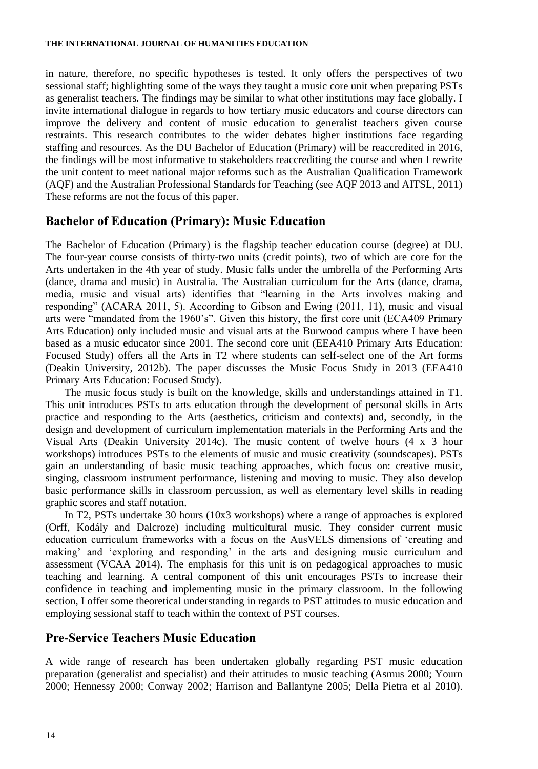in nature, therefore, no specific hypotheses is tested. It only offers the perspectives of two sessional staff; highlighting some of the ways they taught a music core unit when preparing PSTs as generalist teachers. The findings may be similar to what other institutions may face globally. I invite international dialogue in regards to how tertiary music educators and course directors can improve the delivery and content of music education to generalist teachers given course restraints. This research contributes to the wider debates higher institutions face regarding staffing and resources. As the DU Bachelor of Education (Primary) will be reaccredited in 2016, the findings will be most informative to stakeholders reaccrediting the course and when I rewrite the unit content to meet national major reforms such as the Australian Qualification Framework (AQF) and the Australian Professional Standards for Teaching (see AQF 2013 and AITSL, 2011) These reforms are not the focus of this paper.

## Bachelor of Education (Primary): Music Education

The Bachelor of Education (Primary) is the flagship teacher education course (degree) at DU. The four-year course consists of thirty-two units (credit points), two of which are core for the Arts undertaken in the 4th year of study. Music falls under the umbrella of the Performing Arts (dance, drama and music) in Australia. The Australian curriculum for the Arts (dance, drama, media, music and visual arts) identifies that "learning in the Arts involves making and responding" (ACARA 2011, 5). According to Gibson and Ewing (2011, 11), music and visual arts were "mandated from the 1960's". Given this history, the first core unit (ECA409 Primary Arts Education) only included music and visual arts at the Burwood campus where I have been based as a music educator since 2001. The second core unit (EEA410 Primary Arts Education: Focused Study) offers all the Arts in T2 where students can self-select one of the Art forms (Deakin University, 2012b). The paper discusses the Music Focus Study in 2013 (EEA410 Primary Arts Education: Focused Study).

The music focus study is built on the knowledge, skills and understandings attained in T1. This unit introduces PSTs to arts education through the development of personal skills in Arts practice and responding to the Arts (aesthetics, criticism and contexts) and, secondly, in the design and development of curriculum implementation materials in the Performing Arts and the Visual Arts (Deakin University 2014c). The music content of twelve hours (4 x 3 hour workshops) introduces PSTs to the elements of music and music creativity (soundscapes). PSTs gain an understanding of basic music teaching approaches, which focus on: creative music, singing, classroom instrument performance, listening and moving to music. They also develop basic performance skills in classroom percussion, as well as elementary level skills in reading graphic scores and staff notation.

In T2, PSTs undertake 30 hours (10x3 workshops) where a range of approaches is explored (Orff, Kodály and Dalcroze) including multicultural music. They consider current music education curriculum frameworks with a focus on the AusVELS dimensions of 'creating and making' and 'exploring and responding' in the arts and designing music curriculum and assessment (VCAA 2014). The emphasis for this unit is on pedagogical approaches to music teaching and learning. A central component of this unit encourages PSTs to increase their confidence in teaching and implementing music in the primary classroom. In the following section, I offer some theoretical understanding in regards to PST attitudes to music education and employing sessional staff to teach within the context of PST courses.

## Pre-Service Teachers Music Education

A wide range of research has been undertaken globally regarding PST music education preparation (generalist and specialist) and their attitudes to music teaching (Asmus 2000; Yourn 2000; Hennessy 2000; Conway 2002; Harrison and Ballantyne 2005; Della Pietra et al 2010).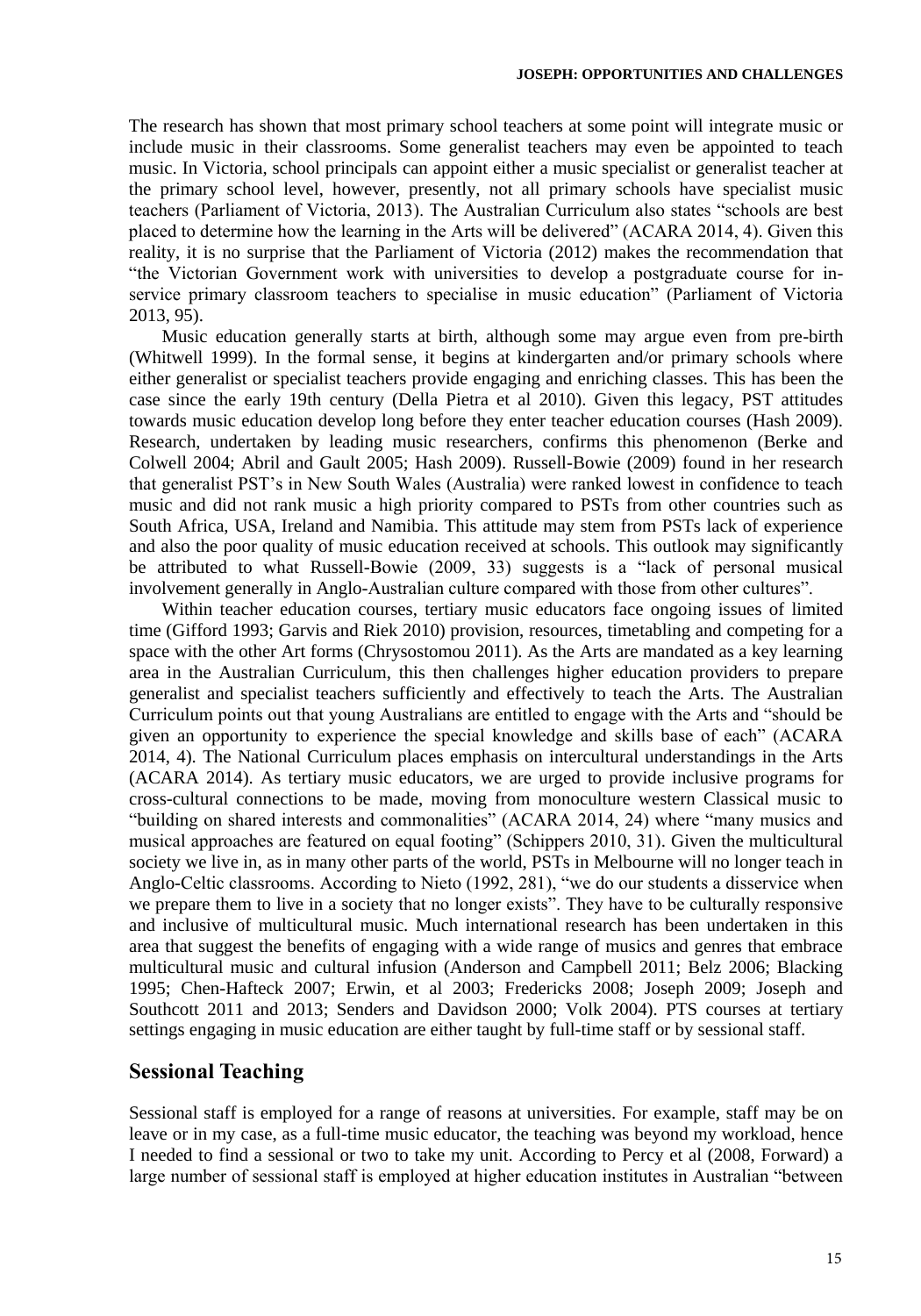The research has shown that most primary school teachers at some point will integrate music or include music in their classrooms. Some generalist teachers may even be appointed to teach music. In Victoria, school principals can appoint either a music specialist or generalist teacher at the primary school level, however, presently, not all primary schools have specialist music teachers (Parliament of Victoria, 2013). The Australian Curriculum also states "schools are best placed to determine how the learning in the Arts will be delivered" (ACARA 2014, 4). Given this reality, it is no surprise that the Parliament of Victoria (2012) makes the recommendation that "the Victorian Government work with universities to develop a postgraduate course for in-service primary classroom teachers to specialise in music education" (Parliament of Victoria 2013, 95).

Music education generally starts at birth, although some may argue even from pre-birth (Whitwell 1999). In the formal sense, it begins at kindergarten and/or primary schools where either generalist or specialist teachers provide engaging and enriching classes. This has been the case since the early 19th century (Della Pietra et al 2010). Given this legacy, PST attitudes towards music education develop long before they enter teacher education courses (Hash 2009). Research, undertaken by leading music researchers, confirms this phenomenon (Berke and Colwell 2004; Abril and Gault 2005; Hash 2009). Russell-Bowie (2009) found in her research that generalist PST's in New South Wales (Australia) were ranked lowest in confidence to teach music and did not rank music a high priority compared to PSTs from other countries such as South Africa, USA, Ireland and Namibia. This attitude may stem from PSTs lack of experience and also the poor quality of music education received at schools. This outlook may significantly be attributed to what Russell-Bowie (2009, 33) suggests is a "lack of personal musical involvement generally in Anglo-Australian culture compared with those from other cultures".

Within teacher education courses, tertiary music educators face ongoing issues of limited time (Gifford 1993; Garvis and Riek 2010) provision, resources, timetabling and competing for a space with the other Art forms (Chrysostomou 2011). As the Arts are mandated as a key learning area in the Australian Curriculum, this then challenges higher education providers to prepare generalist and specialist teachers sufficiently and effectively to teach the Arts. The Australian Curriculum points out that young Australians are entitled to engage with the Arts and "should be given an opportunity to experience the special knowledge and skills base of each" (ACARA 2014, 4). The National Curriculum places emphasis on intercultural understandings in the Arts (ACARA 2014). As tertiary music educators, we are urged to provide inclusive programs for cross-cultural connections to be made, moving from monoculture western Classical music to "building on shared interests and commonalities" (ACARA 2014, 24) where "many musics and musical approaches are featured on equal footing" (Schippers 2010, 31). Given the multicultural society we live in, as in many other parts of the world, PSTs in Melbourne will no longer teach in Anglo-Celtic classrooms. According to Nieto (1992, 281), "we do our students a disservice when we prepare them to live in a society that no longer exists". They have to be culturally responsive and inclusive of multicultural music. Much international research has been undertaken in this area that suggest the benefits of engaging with a wide range of musics and genres that embrace multicultural music and cultural infusion (Anderson and Campbell 2011; Belz 2006; Blacking 1995; Chen-Hafteck 2007; Erwin, et al 2003; Fredericks 2008; Joseph 2009; Joseph and Southcott 2011 and 2013; Senders and Davidson 2000; Volk 2004). PTS courses at tertiary settings engaging in music education are either taught by full-time staff or by sessional staff.

## Sessional Teaching

Sessional staff is employed for a range of reasons at universities. For example, staff may be on leave or in my case, as a full-time music educator, the teaching was beyond my workload, hence I needed to find a sessional or two to take my unit. According to Percy et al (2008, Forward) a large number of sessional staff is employed at higher education institutes in Australian "between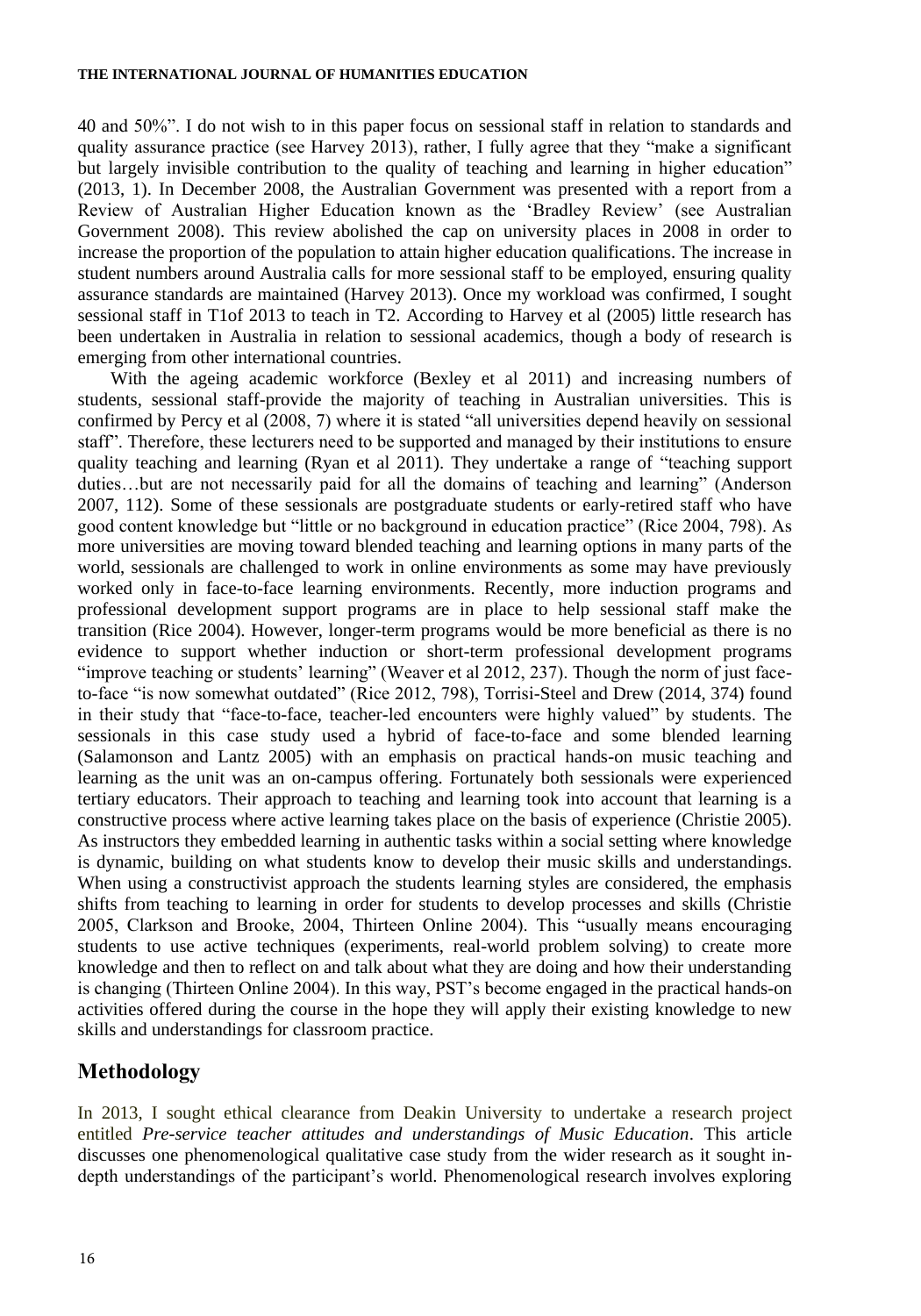40 and 50%". I do not wish to in this paper focus on sessional staff in relation to standards and quality assurance practice (see Harvey 2013), rather, I fully agree that they "make a significant but largely invisible contribution to the quality of teaching and learning in higher education" (2013, 1). In December 2008, the Australian Government was presented with a report from a Review of Australian Higher Education known as the 'Bradley Review' (see Australian Government 2008). This review abolished the cap on university places in 2008 in order to increase the proportion of the population to attain higher education qualifications. The increase in student numbers around Australia calls for more sessional staff to be employed, ensuring quality assurance standards are maintained (Harvey 2013). Once my workload was confirmed, I sought sessional staff in T1of 2013 to teach in T2. According to Harvey et al (2005) little research has been undertaken in Australia in relation to sessional academics, though a body of research is emerging from other international countries.

With the ageing academic workforce (Bexley et al 2011) and increasing numbers of students, sessional staff-provide the majority of teaching in Australian universities. This is confirmed by Percy et al (2008, 7) where it is stated "all universities depend heavily on sessional staff". Therefore, these lecturers need to be supported and managed by their institutions to ensure quality teaching and learning (Ryan et al 2011). They undertake a range of "teaching support duties…but are not necessarily paid for all the domains of teaching and learning" (Anderson 2007, 112). Some of these sessionals are postgraduate students or early-retired staff who have good content knowledge but "little or no background in education practice" (Rice 2004, 798). As more universities are moving toward blended teaching and learning options in many parts of the world, sessionals are challenged to work in online environments as some may have previously worked only in face-to-face learning environments. Recently, more induction programs and professional development support programs are in place to help sessional staff make the transition (Rice 2004). However, longer-term programs would be more beneficial as there is no evidence to support whether induction or short-term professional development programs "improve teaching or students' learning" (Weaver et al 2012, 237). Though the norm of just face-to-face "is now somewhat outdated" (Rice 2012, 798), Torrisi-Steel and Drew (2014, 374) found in their study that "face-to-face, teacher-led encounters were highly valued" by students. The sessionals in this case study used a hybrid of face-to-face and some blended learning (Salamonson and Lantz 2005) with an emphasis on practical hands-on music teaching and learning as the unit was an on-campus offering. Fortunately both sessionals were experienced tertiary educators. Their approach to teaching and learning took into account that learning is a constructive process where active learning takes place on the basis of experience (Christie 2005). As instructors they embedded learning in authentic tasks within a social setting where knowledge is dynamic, building on what students know to develop their music skills and understandings. When using a constructivist approach the students learning styles are considered, the emphasis shifts from teaching to learning in order for students to develop processes and skills (Christie 2005, Clarkson and Brooke, 2004, Thirteen Online 2004). This "usually means encouraging students to use active techniques (experiments, real-world problem solving) to create more knowledge and then to reflect on and talk about what they are doing and how their understanding is changing (Thirteen Online 2004). In this way, PST's become engaged in the practical hands-on activities offered during the course in the hope they will apply their existing knowledge to new skills and understandings for classroom practice.

## Methodology

In 2013, I sought ethical clearance from Deakin University to undertake a research project entitled *Pre-service teacher attitudes and understandings of Music Education*. This article discusses one phenomenological qualitative case study from the wider research as it sought in-depth understandings of the participant's world. Phenomenological research involves exploring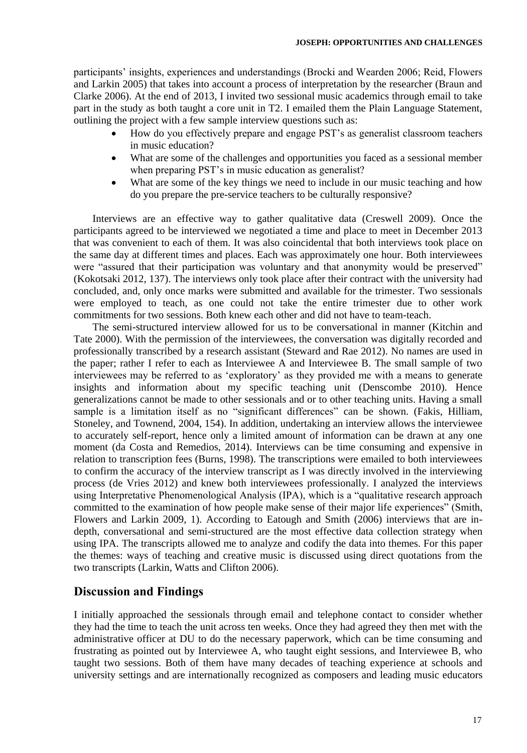participants' insights, experiences and understandings (Brocki and Wearden 2006; Reid, Flowers and Larkin 2005) that takes into account a process of interpretation by the researcher (Braun and Clarke 2006). At the end of 2013, I invited two sessional music academics through email to take part in the study as both taught a core unit in T2. I emailed them the Plain Language Statement, outlining the project with a few sample interview questions such as:

- How do you effectively prepare and engage PST's as generalist classroom teachers in music education?
- What are some of the challenges and opportunities you faced as a sessional member when preparing PST's in music education as generalist?
- What are some of the key things we need to include in our music teaching and how do you prepare the pre-service teachers to be culturally responsive?

Interviews are an effective way to gather qualitative data (Creswell 2009). Once the participants agreed to be interviewed we negotiated a time and place to meet in December 2013 that was convenient to each of them. It was also coincidental that both interviews took place on the same day at different times and places. Each was approximately one hour. Both interviewees were "assured that their participation was voluntary and that anonymity would be preserved" (Kokotsaki 2012, 137). The interviews only took place after their contract with the university had concluded, and, only once marks were submitted and available for the trimester. Two sessionals were employed to teach, as one could not take the entire trimester due to other work commitments for two sessions. Both knew each other and did not have to team-teach.

The semi-structured interview allowed for us to be conversational in manner (Kitchin and Tate 2000). With the permission of the interviewees, the conversation was digitally recorded and professionally transcribed by a research assistant (Steward and Rae 2012). No names are used in the paper; rather I refer to each as Interviewee A and Interviewee B. The small sample of two interviewees may be referred to as 'exploratory' as they provided me with a means to generate insights and information about my specific teaching unit (Denscombe 2010). Hence generalizations cannot be made to other sessionals and or to other teaching units. Having a small sample is a limitation itself as no "significant differences" can be shown. (Fakis, Hilliam, Stoneley, and Townend, 2004, 154). In addition, undertaking an interview allows the interviewee to accurately self-report, hence only a limited amount of information can be drawn at any one moment (da Costa and Remedios, 2014). Interviews can be time consuming and expensive in relation to transcription fees (Burns, 1998). The transcriptions were emailed to both interviewees to confirm the accuracy of the interview transcript as I was directly involved in the interviewing process (de Vries 2012) and knew both interviewees professionally. I analyzed the interviews using Interpretative Phenomenological Analysis (IPA), which is a "qualitative research approach committed to the examination of how people make sense of their major life experiences" (Smith, Flowers and Larkin 2009, 1). According to Eatough and Smith (2006) interviews that are in-depth, conversational and semi-structured are the most effective data collection strategy when using IPA. The transcripts allowed me to analyze and codify the data into themes. For this paper the themes: ways of teaching and creative music is discussed using direct quotations from the two transcripts (Larkin, Watts and Clifton 2006).

## Discussion and Findings

I initially approached the sessionals through email and telephone contact to consider whether they had the time to teach the unit across ten weeks. Once they had agreed they then met with the administrative officer at DU to do the necessary paperwork, which can be time consuming and frustrating as pointed out by Interviewee A, who taught eight sessions, and Interviewee B, who taught two sessions. Both of them have many decades of teaching experience at schools and university settings and are internationally recognized as composers and leading music educators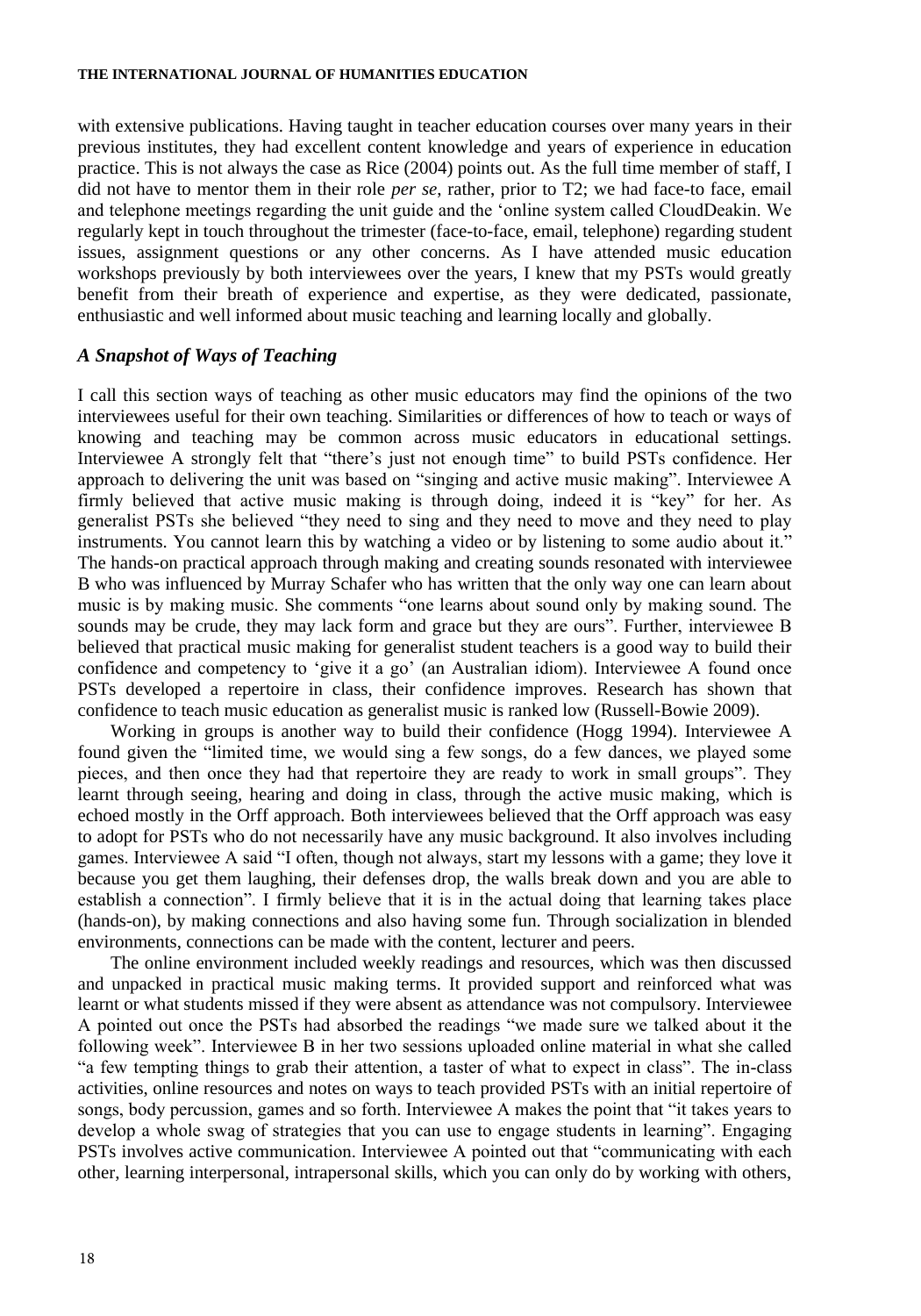with extensive publications. Having taught in teacher education courses over many years in their previous institutes, they had excellent content knowledge and years of experience in education practice. This is not always the case as Rice (2004) points out. As the full time member of staff, I did not have to mentor them in their role *per se*, rather, prior to T2; we had face-to face, email and telephone meetings regarding the unit guide and the 'online system called CloudDeakin. We regularly kept in touch throughout the trimester (face-to-face, email, telephone) regarding student issues, assignment questions or any other concerns. As I have attended music education workshops previously by both interviewees over the years, I knew that my PSTs would greatly benefit from their breath of experience and expertise, as they were dedicated, passionate, enthusiastic and well informed about music teaching and learning locally and globally.

### *A Snapshot of Ways of Teaching*

I call this section ways of teaching as other music educators may find the opinions of the two interviewees useful for their own teaching. Similarities or differences of how to teach or ways of knowing and teaching may be common across music educators in educational settings. Interviewee A strongly felt that "there's just not enough time" to build PSTs confidence. Her approach to delivering the unit was based on "singing and active music making". Interviewee A firmly believed that active music making is through doing, indeed it is "key" for her. As generalist PSTs she believed "they need to sing and they need to move and they need to play instruments. You cannot learn this by watching a video or by listening to some audio about it." The hands-on practical approach through making and creating sounds resonated with interviewee B who was influenced by Murray Schafer who has written that the only way one can learn about music is by making music. She comments "one learns about sound only by making sound. The sounds may be crude, they may lack form and grace but they are ours". Further, interviewee B believed that practical music making for generalist student teachers is a good way to build their confidence and competency to 'give it a go' (an Australian idiom). Interviewee A found once PSTs developed a repertoire in class, their confidence improves. Research has shown that confidence to teach music education as generalist music is ranked low (Russell-Bowie 2009).

Working in groups is another way to build their confidence (Hogg 1994). Interviewee A found given the "limited time, we would sing a few songs, do a few dances, we played some pieces, and then once they had that repertoire they are ready to work in small groups". They learnt through seeing, hearing and doing in class, through the active music making, which is echoed mostly in the Orff approach. Both interviewees believed that the Orff approach was easy to adopt for PSTs who do not necessarily have any music background. It also involves including games. Interviewee A said "I often, though not always, start my lessons with a game; they love it because you get them laughing, their defenses drop, the walls break down and you are able to establish a connection". I firmly believe that it is in the actual doing that learning takes place (hands-on), by making connections and also having some fun. Through socialization in blended environments, connections can be made with the content, lecturer and peers.

The online environment included weekly readings and resources, which was then discussed and unpacked in practical music making terms. It provided support and reinforced what was learnt or what students missed if they were absent as attendance was not compulsory. Interviewee A pointed out once the PSTs had absorbed the readings "we made sure we talked about it the following week". Interviewee B in her two sessions uploaded online material in what she called "a few tempting things to grab their attention, a taster of what to expect in class". The in-class activities, online resources and notes on ways to teach provided PSTs with an initial repertoire of songs, body percussion, games and so forth. Interviewee A makes the point that "it takes years to develop a whole swag of strategies that you can use to engage students in learning". Engaging PSTs involves active communication. Interviewee A pointed out that "communicating with each other, learning interpersonal, intrapersonal skills, which you can only do by working with others,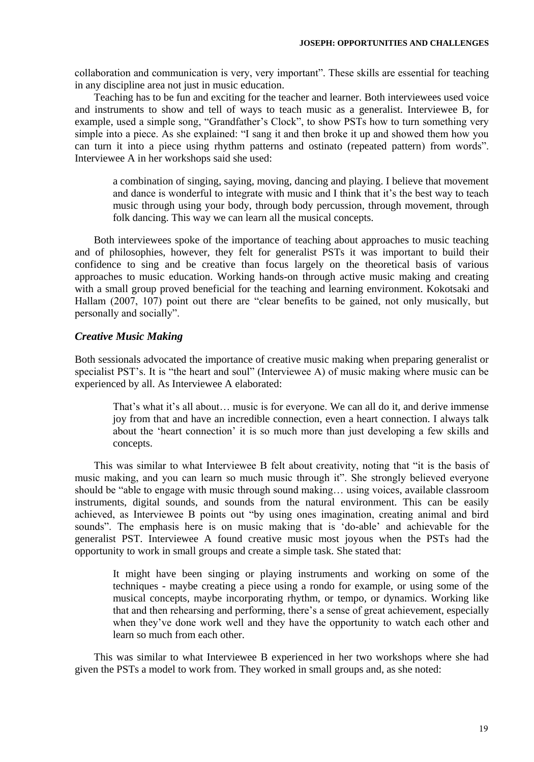collaboration and communication is very, very important". These skills are essential for teaching in any discipline area not just in music education.

Teaching has to be fun and exciting for the teacher and learner. Both interviewees used voice and instruments to show and tell of ways to teach music as a generalist. Interviewee B, for example, used a simple song, "Grandfather's Clock", to show PSTs how to turn something very simple into a piece. As she explained: "I sang it and then broke it up and showed them how you can turn it into a piece using rhythm patterns and ostinato (repeated pattern) from words". Interviewee A in her workshops said she used:

> a combination of singing, saying, moving, dancing and playing. I believe that movement and dance is wonderful to integrate with music and I think that it's the best way to teach music through using your body, through body percussion, through movement, through folk dancing. This way we can learn all the musical concepts.

Both interviewees spoke of the importance of teaching about approaches to music teaching and of philosophies, however, they felt for generalist PSTs it was important to build their confidence to sing and be creative than focus largely on the theoretical basis of various approaches to music education. Working hands-on through active music making and creating with a small group proved beneficial for the teaching and learning environment. Kokotsaki and Hallam (2007, 107) point out there are "clear benefits to be gained, not only musically, but personally and socially".

### *Creative Music Making*

Both sessionals advocated the importance of creative music making when preparing generalist or specialist PST's. It is "the heart and soul" (Interviewee A) of music making where music can be experienced by all. As Interviewee A elaborated:

> That's what it's all about… music is for everyone. We can all do it, and derive immense joy from that and have an incredible connection, even a heart connection. I always talk about the 'heart connection' it is so much more than just developing a few skills and concepts.

This was similar to what Interviewee B felt about creativity, noting that "it is the basis of music making, and you can learn so much music through it". She strongly believed everyone should be "able to engage with music through sound making… using voices, available classroom instruments, digital sounds, and sounds from the natural environment. This can be easily achieved, as Interviewee B points out "by using ones imagination, creating animal and bird sounds". The emphasis here is on music making that is 'do-able' and achievable for the generalist PST. Interviewee A found creative music most joyous when the PSTs had the opportunity to work in small groups and create a simple task. She stated that:

> It might have been singing or playing instruments and working on some of the techniques - maybe creating a piece using a rondo for example, or using some of the musical concepts, maybe incorporating rhythm, or tempo, or dynamics. Working like that and then rehearsing and performing, there's a sense of great achievement, especially when they've done work well and they have the opportunity to watch each other and learn so much from each other.

This was similar to what Interviewee B experienced in her two workshops where she had given the PSTs a model to work from. They worked in small groups and, as she noted: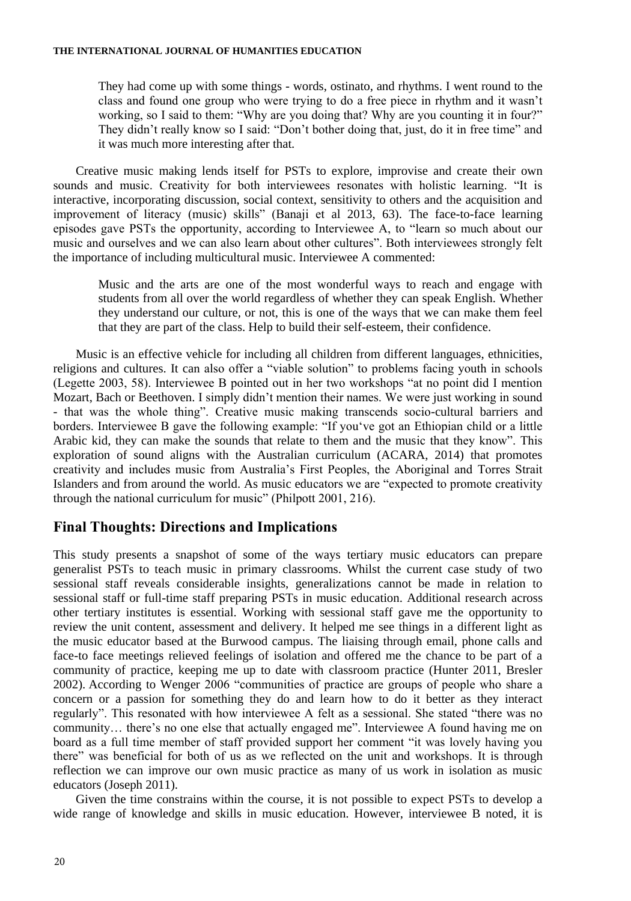> They had come up with some things - words, ostinato, and rhythms. I went round to the class and found one group who were trying to do a free piece in rhythm and it wasn't working, so I said to them: "Why are you doing that? Why are you counting it in four?" They didn't really know so I said: "Don't bother doing that, just, do it in free time" and it was much more interesting after that.

Creative music making lends itself for PSTs to explore, improvise and create their own sounds and music. Creativity for both interviewees resonates with holistic learning. "It is interactive, incorporating discussion, social context, sensitivity to others and the acquisition and improvement of literacy (music) skills" (Banaji et al 2013, 63). The face-to-face learning episodes gave PSTs the opportunity, according to Interviewee A, to "learn so much about our music and ourselves and we can also learn about other cultures". Both interviewees strongly felt the importance of including multicultural music. Interviewee A commented:

> Music and the arts are one of the most wonderful ways to reach and engage with students from all over the world regardless of whether they can speak English. Whether they understand our culture, or not, this is one of the ways that we can make them feel that they are part of the class. Help to build their self-esteem, their confidence.

Music is an effective vehicle for including all children from different languages, ethnicities, religions and cultures. It can also offer a "viable solution" to problems facing youth in schools (Legette 2003, 58). Interviewee B pointed out in her two workshops "at no point did I mention Mozart, Bach or Beethoven. I simply didn't mention their names. We were just working in sound - that was the whole thing". Creative music making transcends socio-cultural barriers and borders. Interviewee B gave the following example: "If you've got an Ethiopian child or a little Arabic kid, they can make the sounds that relate to them and the music that they know". This exploration of sound aligns with the Australian curriculum (ACARA, 2014) that promotes creativity and includes music from Australia's First Peoples, the Aboriginal and Torres Strait Islanders and from around the world. As music educators we are "expected to promote creativity through the national curriculum for music" (Philpott 2001, 216).

## Final Thoughts: Directions and Implications

This study presents a snapshot of some of the ways tertiary music educators can prepare generalist PSTs to teach music in primary classrooms. Whilst the current case study of two sessional staff reveals considerable insights, generalizations cannot be made in relation to sessional staff or full-time staff preparing PSTs in music education. Additional research across other tertiary institutes is essential. Working with sessional staff gave me the opportunity to review the unit content, assessment and delivery. It helped me see things in a different light as the music educator based at the Burwood campus. The liaising through email, phone calls and face-to face meetings relieved feelings of isolation and offered me the chance to be part of a community of practice, keeping me up to date with classroom practice (Hunter 2011, Bresler 2002). According to Wenger 2006 "communities of practice are groups of people who share a concern or a passion for something they do and learn how to do it better as they interact regularly". This resonated with how interviewee A felt as a sessional. She stated "there was no community… there's no one else that actually engaged me". Interviewee A found having me on board as a full time member of staff provided support her comment "it was lovely having you there" was beneficial for both of us as we reflected on the unit and workshops. It is through reflection we can improve our own music practice as many of us work in isolation as music educators (Joseph 2011).

Given the time constrains within the course, it is not possible to expect PSTs to develop a wide range of knowledge and skills in music education. However, interviewee B noted, it is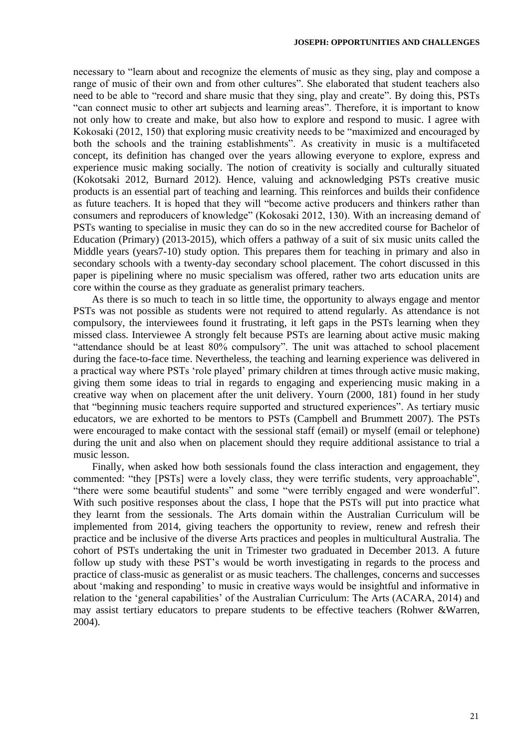necessary to "learn about and recognize the elements of music as they sing, play and compose a range of music of their own and from other cultures". She elaborated that student teachers also need to be able to "record and share music that they sing, play and create". By doing this, PSTs "can connect music to other art subjects and learning areas". Therefore, it is important to know not only how to create and make, but also how to explore and respond to music. I agree with Kokosaki (2012, 150) that exploring music creativity needs to be "maximized and encouraged by both the schools and the training establishments". As creativity in music is a multifaceted concept, its definition has changed over the years allowing everyone to explore, express and experience music making socially. The notion of creativity is socially and culturally situated (Kokotsaki 2012, Burnard 2012). Hence, valuing and acknowledging PSTs creative music products is an essential part of teaching and learning. This reinforces and builds their confidence as future teachers. It is hoped that they will "become active producers and thinkers rather than consumers and reproducers of knowledge" (Kokosaki 2012, 130). With an increasing demand of PSTs wanting to specialise in music they can do so in the new accredited course for Bachelor of Education (Primary) (2013-2015), which offers a pathway of a suit of six music units called the Middle years (years7-10) study option. This prepares them for teaching in primary and also in secondary schools with a twenty-day secondary school placement. The cohort discussed in this paper is pipelining where no music specialism was offered, rather two arts education units are core within the course as they graduate as generalist primary teachers.

As there is so much to teach in so little time, the opportunity to always engage and mentor PSTs was not possible as students were not required to attend regularly. As attendance is not compulsory, the interviewees found it frustrating, it left gaps in the PSTs learning when they missed class. Interviewee A strongly felt because PSTs are learning about active music making "attendance should be at least 80% compulsory". The unit was attached to school placement during the face-to-face time. Nevertheless, the teaching and learning experience was delivered in a practical way where PSTs 'role played' primary children at times through active music making, giving them some ideas to trial in regards to engaging and experiencing music making in a creative way when on placement after the unit delivery. Yourn (2000, 181) found in her study that "beginning music teachers require supported and structured experiences". As tertiary music educators, we are exhorted to be mentors to PSTs (Campbell and Brummett 2007). The PSTs were encouraged to make contact with the sessional staff (email) or myself (email or telephone) during the unit and also when on placement should they require additional assistance to trial a music lesson.

Finally, when asked how both sessionals found the class interaction and engagement, they commented: "they [PSTs] were a lovely class, they were terrific students, very approachable", "there were some beautiful students" and some "were terribly engaged and were wonderful". With such positive responses about the class, I hope that the PSTs will put into practice what they learnt from the sessionals. The Arts domain within the Australian Curriculum will be implemented from 2014, giving teachers the opportunity to review, renew and refresh their practice and be inclusive of the diverse Arts practices and peoples in multicultural Australia. The cohort of PSTs undertaking the unit in Trimester two graduated in December 2013. A future follow up study with these PST's would be worth investigating in regards to the process and practice of class-music as generalist or as music teachers. The challenges, concerns and successes about 'making and responding' to music in creative ways would be insightful and informative in relation to the 'general capabilities' of the Australian Curriculum: The Arts (ACARA, 2014) and may assist tertiary educators to prepare students to be effective teachers (Rohwer &Warren, 2004).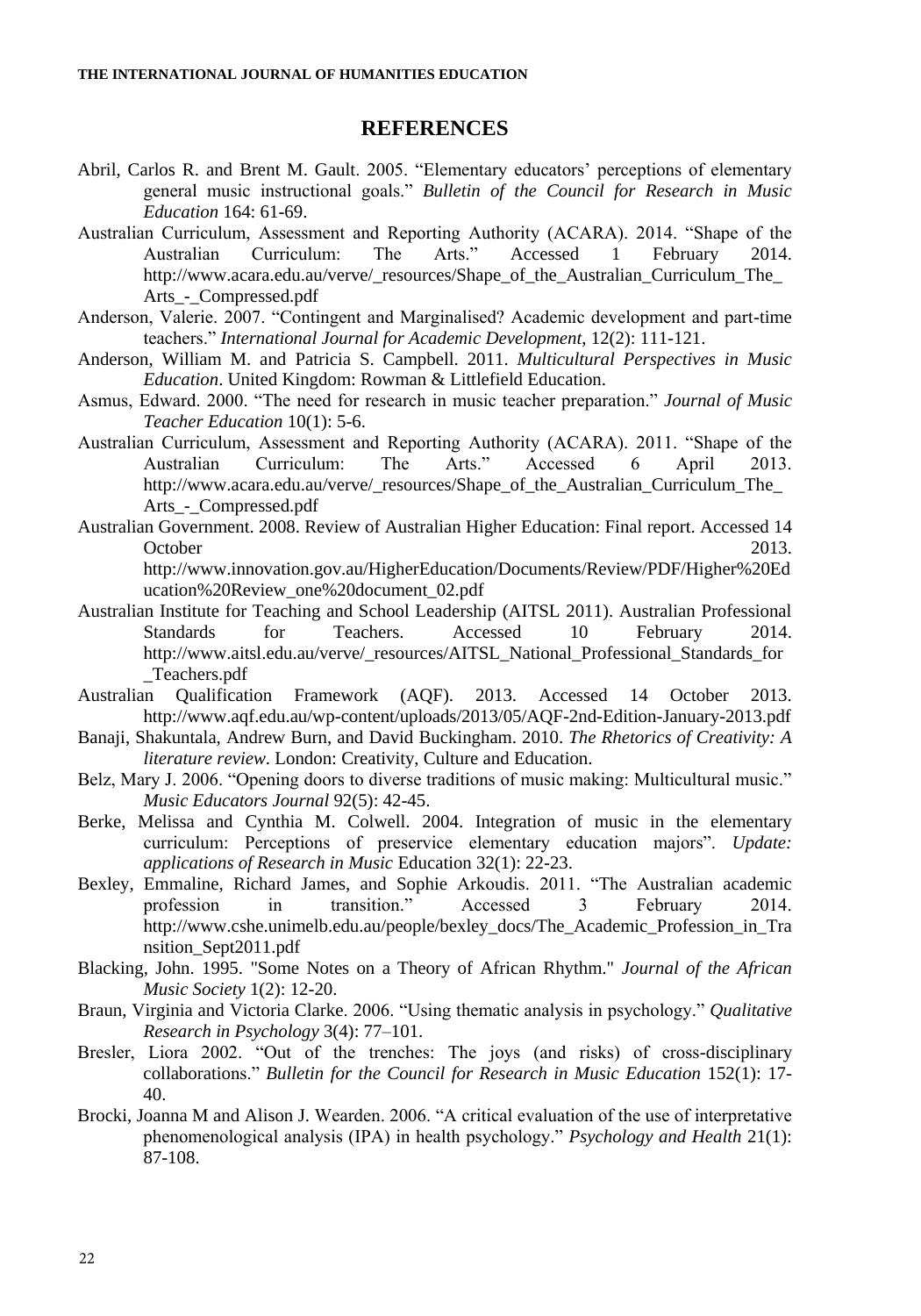## REFERENCES

Abril, Carlos R. and Brent M. Gault. 2005. "Elementary educators' perceptions of elementary general music instructional goals." *Bulletin of the Council for Research in Music Education* 164: 61-69.

Australian Curriculum, Assessment and Reporting Authority (ACARA). 2014. "Shape of the Australian Curriculum: The Arts." Accessed 1 February 2014. http://www.acara.edu.au/verve/_resources/Shape_of_the_Australian_Curriculum_The_Arts_-_Compressed.pdf

Anderson, Valerie. 2007. "Contingent and Marginalised? Academic development and part-time teachers." *International Journal for Academic Development*, 12(2): 111-121.

Anderson, William M. and Patricia S. Campbell. 2011. *Multicultural Perspectives in Music Education*. United Kingdom: Rowman & Littlefield Education.

Asmus, Edward. 2000. "The need for research in music teacher preparation." *Journal of Music Teacher Education* 10(1): 5-6.

Australian Curriculum, Assessment and Reporting Authority (ACARA). 2011. "Shape of the Australian Curriculum: The Arts." Accessed 6 April 2013. http://www.acara.edu.au/verve/_resources/Shape_of_the_Australian_Curriculum_The_Arts_-_Compressed.pdf

Australian Government. 2008. Review of Australian Higher Education: Final report. Accessed 14 October 2013. http://www.innovation.gov.au/HigherEducation/Documents/Review/PDF/Higher%20Education%20Review_one%20document_02.pdf

Australian Institute for Teaching and School Leadership (AITSL 2011). Australian Professional Standards for Teachers. Accessed 10 February 2014. http://www.aitsl.edu.au/verve/_resources/AITSL_National_Professional_Standards_for_Teachers.pdf

Australian Qualification Framework (AQF). 2013. Accessed 14 October 2013. http://www.aqf.edu.au/wp-content/uploads/2013/05/AQF-2nd-Edition-January-2013.pdf

Banaji, Shakuntala, Andrew Burn, and David Buckingham. 2010. *The Rhetorics of Creativity: A literature review*. London: Creativity, Culture and Education.

Belz, Mary J. 2006. "Opening doors to diverse traditions of music making: Multicultural music." *Music Educators Journal* 92(5): 42-45.

Berke, Melissa and Cynthia M. Colwell. 2004. Integration of music in the elementary curriculum: Perceptions of preservice elementary education majors". *Update: applications of Research in Music* Education 32(1): 22-23.

Bexley, Emmaline, Richard James, and Sophie Arkoudis. 2011. "The Australian academic profession in transition." Accessed 3 February 2014. http://www.cshe.unimelb.edu.au/people/bexley_docs/The_Academic_Profession_in_Transition_Sept2011.pdf

Blacking, John. 1995. "Some Notes on a Theory of African Rhythm." *Journal of the African Music Society* 1(2): 12-20.

Braun, Virginia and Victoria Clarke. 2006. "Using thematic analysis in psychology." *Qualitative Research in Psychology* 3(4): 77–101.

Bresler, Liora 2002. "Out of the trenches: The joys (and risks) of cross-disciplinary collaborations." *Bulletin for the Council for Research in Music Education* 152(1): 17-40.

Brocki, Joanna M and Alison J. Wearden. 2006. "A critical evaluation of the use of interpretative phenomenological analysis (IPA) in health psychology." *Psychology and Health* 21(1): 87-108.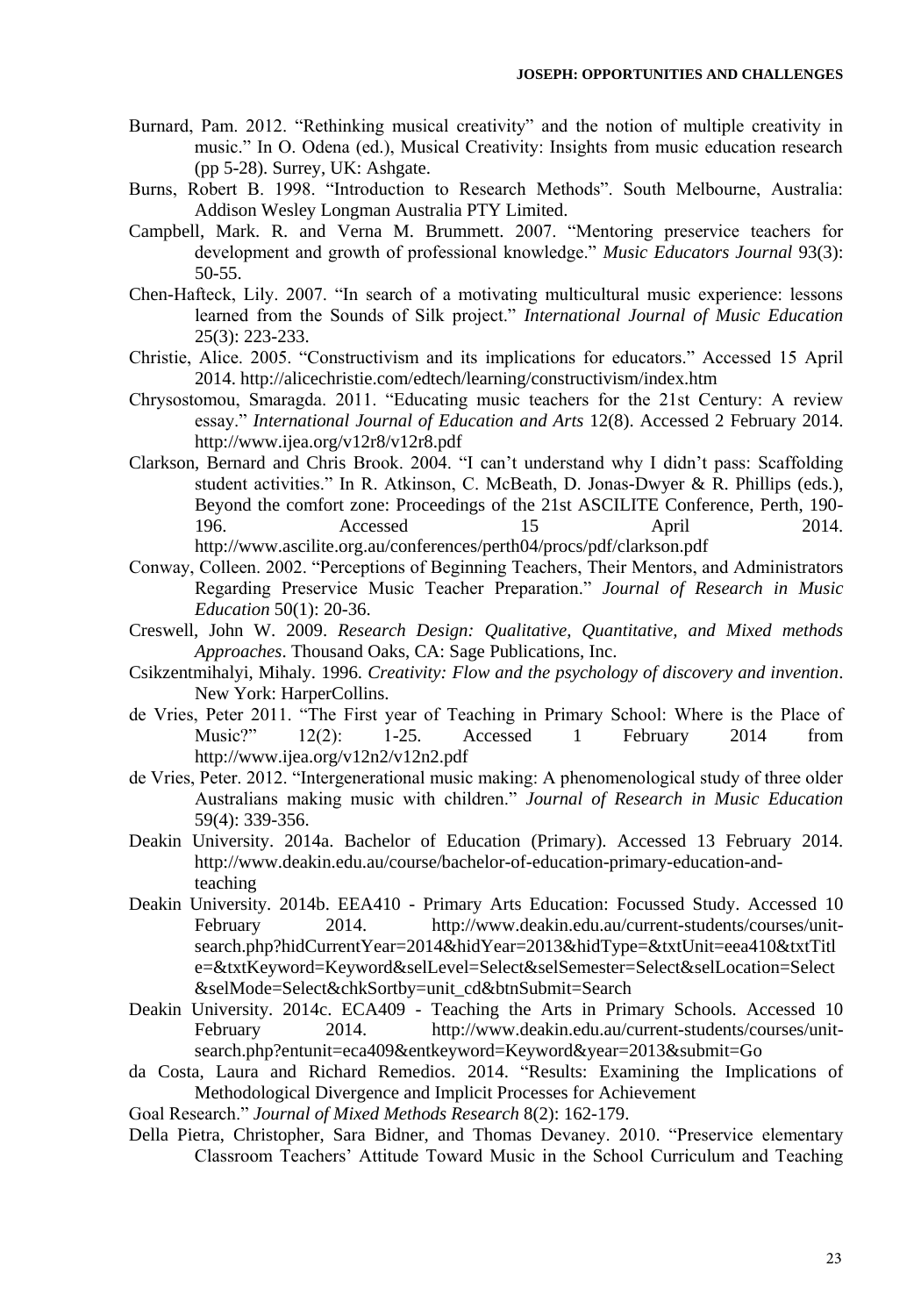Burnard, Pam. 2012. "Rethinking musical creativity" and the notion of multiple creativity in music." In O. Odena (ed.), Musical Creativity: Insights from music education research (pp 5-28). Surrey, UK: Ashgate.

Burns, Robert B. 1998. "Introduction to Research Methods". South Melbourne, Australia: Addison Wesley Longman Australia PTY Limited.

Campbell, Mark. R. and Verna M. Brummett. 2007. "Mentoring preservice teachers for development and growth of professional knowledge." *Music Educators Journal* 93(3): 50-55.

Chen-Hafteck, Lily. 2007. "In search of a motivating multicultural music experience: lessons learned from the Sounds of Silk project." *International Journal of Music Education* 25(3): 223-233.

Christie, Alice. 2005. "Constructivism and its implications for educators." Accessed 15 April 2014. http://alicechristie.com/edtech/learning/constructivism/index.htm

Chrysostomou, Smaragda. 2011. "Educating music teachers for the 21st Century: A review essay." *International Journal of Education and Arts* 12(8). Accessed 2 February 2014. http://www.ijea.org/v12r8/v12r8.pdf

Clarkson, Bernard and Chris Brook. 2004. "I can't understand why I didn't pass: Scaffolding student activities." In R. Atkinson, C. McBeath, D. Jonas-Dwyer & R. Phillips (eds.), Beyond the comfort zone: Proceedings of the 21st ASCILITE Conference, Perth, 190-196. Accessed 15 April 2014. http://www.ascilite.org.au/conferences/perth04/procs/pdf/clarkson.pdf

Conway, Colleen. 2002. "Perceptions of Beginning Teachers, Their Mentors, and Administrators Regarding Preservice Music Teacher Preparation." *Journal of Research in Music Education* 50(1): 20-36.

Creswell, John W. 2009. *Research Design: Qualitative, Quantitative, and Mixed methods Approaches*. Thousand Oaks, CA: Sage Publications, Inc.

Csikzentmihalyi, Mihaly. 1996. *Creativity: Flow and the psychology of discovery and invention*. New York: HarperCollins.

de Vries, Peter 2011. "The First year of Teaching in Primary School: Where is the Place of Music?" 12(2): 1-25. Accessed 1 February 2014 from http://www.ijea.org/v12n2/v12n2.pdf

de Vries, Peter. 2012. "Intergenerational music making: A phenomenological study of three older Australians making music with children." *Journal of Research in Music Education* 59(4): 339-356.

Deakin University. 2014a. Bachelor of Education (Primary). Accessed 13 February 2014. http://www.deakin.edu.au/course/bachelor-of-education-primary-education-and-teaching

Deakin University. 2014b. EEA410 - Primary Arts Education: Focussed Study. Accessed 10 February 2014. http://www.deakin.edu.au/current-students/courses/unit-search.php?hidCurrentYear=2014&hidYear=2013&hidType=&txtUnit=eea410&txtTitle=&txtKeyword=Keyword&selLevel=Select&selSemester=Select&selLocation=Select&selMode=Select&chkSortby=unit_cd&btnSubmit=Search

Deakin University. 2014c. ECA409 - Teaching the Arts in Primary Schools. Accessed 10 February 2014. http://www.deakin.edu.au/current-students/courses/unit-search.php?entunit=eca409&entkeyword=Keyword&year=2013&submit=Go

da Costa, Laura and Richard Remedios. 2014. "Results: Examining the Implications of Methodological Divergence and Implicit Processes for Achievement Goal Research." *Journal of Mixed Methods Research* 8(2): 162-179.

Della Pietra, Christopher, Sara Bidner, and Thomas Devaney. 2010. "Preservice elementary Classroom Teachers' Attitude Toward Music in the School Curriculum and Teaching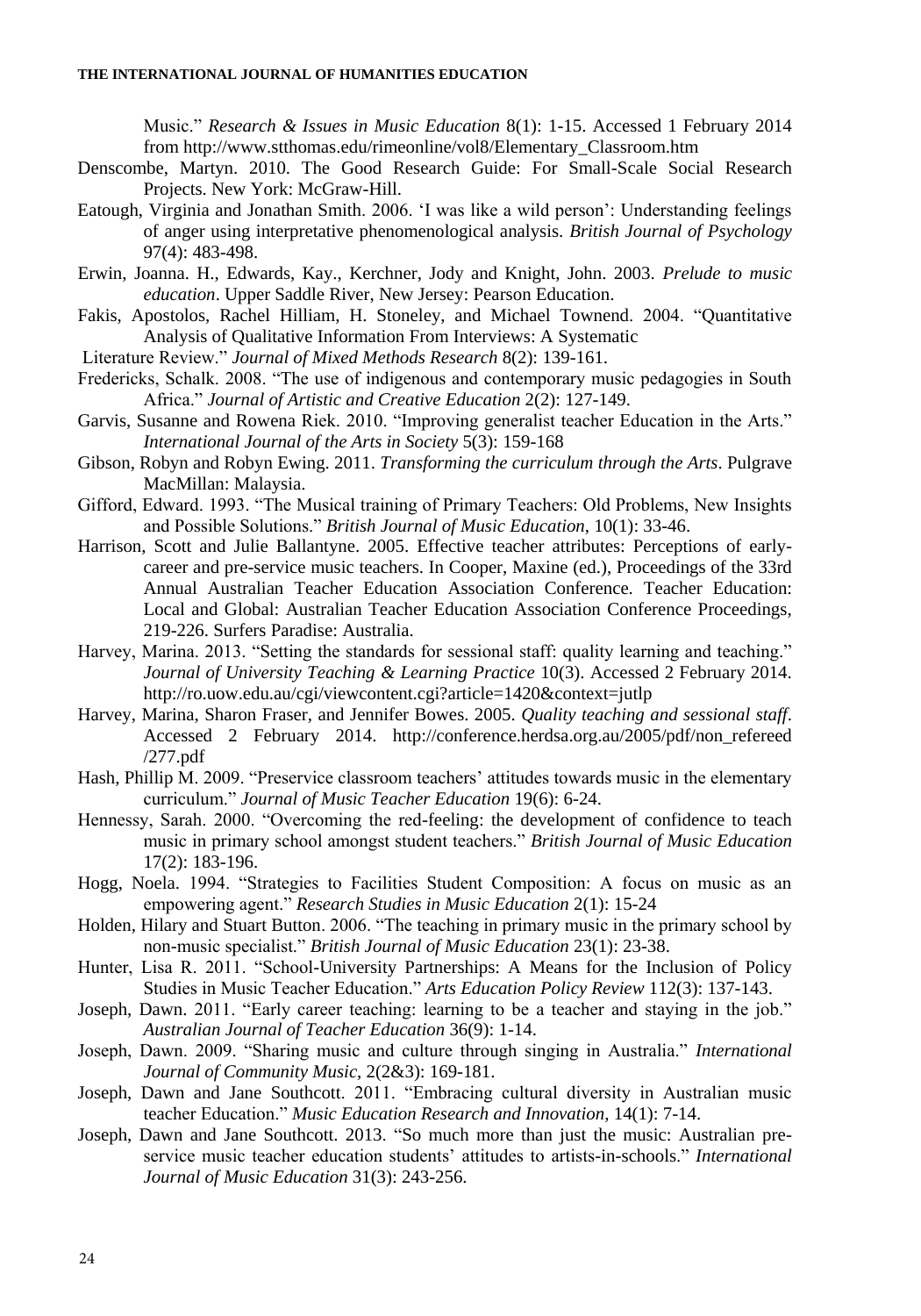Music." *Research & Issues in Music Education* 8(1): 1-15. Accessed 1 February 2014 from http://www.stthomas.edu/rimeonline/vol8/Elementary_Classroom.htm

Denscombe, Martyn. 2010. The Good Research Guide: For Small-Scale Social Research Projects. New York: McGraw-Hill.

Eatough, Virginia and Jonathan Smith. 2006. 'I was like a wild person': Understanding feelings of anger using interpretative phenomenological analysis. *British Journal of Psychology* 97(4): 483-498.

Erwin, Joanna. H., Edwards, Kay., Kerchner, Jody and Knight, John. 2003. *Prelude to music education*. Upper Saddle River, New Jersey: Pearson Education.

Fakis, Apostolos, Rachel Hilliam, H. Stoneley, and Michael Townend. 2004. "Quantitative Analysis of Qualitative Information From Interviews: A Systematic Literature Review." *Journal of Mixed Methods Research* 8(2): 139-161.

Fredericks, Schalk. 2008. "The use of indigenous and contemporary music pedagogies in South Africa." *Journal of Artistic and Creative Education* 2(2): 127-149.

Garvis, Susanne and Rowena Riek. 2010. "Improving generalist teacher Education in the Arts." *International Journal of the Arts in Society* 5(3): 159-168

Gibson, Robyn and Robyn Ewing. 2011. *Transforming the curriculum through the Arts*. Pulgrave MacMillan: Malaysia.

Gifford, Edward. 1993. "The Musical training of Primary Teachers: Old Problems, New Insights and Possible Solutions." *British Journal of Music Education*, 10(1): 33-46.

Harrison, Scott and Julie Ballantyne. 2005. Effective teacher attributes: Perceptions of early-career and pre-service music teachers. In Cooper, Maxine (ed.), Proceedings of the 33rd Annual Australian Teacher Education Association Conference. Teacher Education: Local and Global: Australian Teacher Education Association Conference Proceedings, 219-226. Surfers Paradise: Australia.

Harvey, Marina. 2013. "Setting the standards for sessional staff: quality learning and teaching." *Journal of University Teaching & Learning Practice* 10(3). Accessed 2 February 2014. http://ro.uow.edu.au/cgi/viewcontent.cgi?article=1420&context=jutlp

Harvey, Marina, Sharon Fraser, and Jennifer Bowes. 2005. *Quality teaching and sessional staff*. Accessed 2 February 2014. http://conference.herdsa.org.au/2005/pdf/non_refereed/277.pdf

Hash, Phillip M. 2009. "Preservice classroom teachers' attitudes towards music in the elementary curriculum." *Journal of Music Teacher Education* 19(6): 6-24.

Hennessy, Sarah. 2000. "Overcoming the red-feeling: the development of confidence to teach music in primary school amongst student teachers." *British Journal of Music Education* 17(2): 183-196.

Hogg, Noela. 1994. "Strategies to Facilities Student Composition: A focus on music as an empowering agent." *Research Studies in Music Education* 2(1): 15-24

Holden, Hilary and Stuart Button. 2006. "The teaching in primary music in the primary school by non-music specialist." *British Journal of Music Education* 23(1): 23-38.

Hunter, Lisa R. 2011. "School-University Partnerships: A Means for the Inclusion of Policy Studies in Music Teacher Education." *Arts Education Policy Review* 112(3): 137-143.

Joseph, Dawn. 2011. "Early career teaching: learning to be a teacher and staying in the job." *Australian Journal of Teacher Education* 36(9): 1-14.

Joseph, Dawn. 2009. "Sharing music and culture through singing in Australia." *International Journal of Community Music*, 2(2&3): 169-181.

Joseph, Dawn and Jane Southcott. 2011. "Embracing cultural diversity in Australian music teacher Education." *Music Education Research and Innovation*, 14(1): 7-14.

Joseph, Dawn and Jane Southcott. 2013. "So much more than just the music: Australian pre-service music teacher education students' attitudes to artists-in-schools." *International Journal of Music Education* 31(3): 243-256.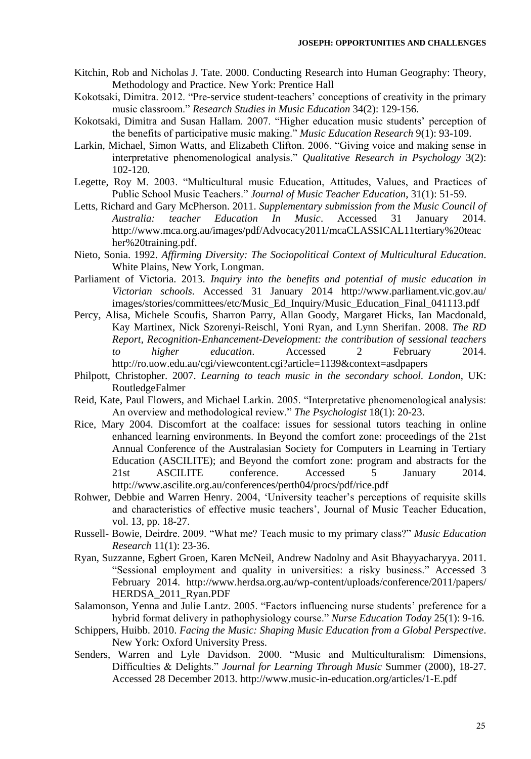Kitchin, Rob and Nicholas J. Tate. 2000. Conducting Research into Human Geography: Theory, Methodology and Practice. New York: Prentice Hall

Kokotsaki, Dimitra. 2012. "Pre-service student-teachers' conceptions of creativity in the primary music classroom." *Research Studies in Music Education* 34(2): 129-156.

Kokotsaki, Dimitra and Susan Hallam. 2007. "Higher education music students' perception of the benefits of participative music making." *Music Education Research* 9(1): 93-109.

Larkin, Michael, Simon Watts, and Elizabeth Clifton. 2006. "Giving voice and making sense in interpretative phenomenological analysis." *Qualitative Research in Psychology* 3(2): 102-120.

Legette, Roy M. 2003. "Multicultural music Education, Attitudes, Values, and Practices of Public School Music Teachers." *Journal of Music Teacher Education,* 31(1): 51-59.

Letts, Richard and Gary McPherson. 2011. *Supplementary submission from the Music Council of Australia: teacher Education In Music*. Accessed 31 January 2014. http://www.mca.org.au/images/pdf/Advocacy2011/mcaCLASSICAL11tertiary%20teacher%20training.pdf.

Nieto, Sonia. 1992. *Affirming Diversity: The Sociopolitical Context of Multicultural Education*. White Plains, New York, Longman.

Parliament of Victoria. 2013. *Inquiry into the benefits and potential of music education in Victorian schools.* Accessed 31 January 2014 http://www.parliament.vic.gov.au/images/stories/committees/etc/Music_Ed_Inquiry/Music_Education_Final_041113.pdf

Percy, Alisa, Michele Scoufis, Sharron Parry, Allan Goody, Margaret Hicks, Ian Macdonald, Kay Martinex, Nick Szorenyi-Reischl, Yoni Ryan, and Lynn Sherifan. 2008. *The RD Report, Recognition-Enhancement-Development: the contribution of sessional teachers to higher education*. Accessed 2 February 2014. http://ro.uow.edu.au/cgi/viewcontent.cgi?article=1139&context=asdpapers

Philpott, Christopher. 2007. *Learning to teach music in the secondary school. London*, UK: RoutledgeFalmer

Reid, Kate, Paul Flowers, and Michael Larkin. 2005. "Interpretative phenomenological analysis: An overview and methodological review." *The Psychologist* 18(1): 20-23.

Rice, Mary 2004. Discomfort at the coalface: issues for sessional tutors teaching in online enhanced learning environments. In Beyond the comfort zone: proceedings of the 21st Annual Conference of the Australasian Society for Computers in Learning in Tertiary Education (ASCILITE); and Beyond the comfort zone: program and abstracts for the 21st ASCILITE conference. Accessed 5 January 2014. http://www.ascilite.org.au/conferences/perth04/procs/pdf/rice.pdf

Rohwer, Debbie and Warren Henry. 2004, 'University teacher's perceptions of requisite skills and characteristics of effective music teachers', Journal of Music Teacher Education, vol. 13, pp. 18-27.

Russell- Bowie, Deirdre. 2009. "What me? Teach music to my primary class?" *Music Education Research* 11(1): 23-36.

Ryan, Suzzanne, Egbert Groen, Karen McNeil, Andrew Nadolny and Asit Bhayyacharyya. 2011. "Sessional employment and quality in universities: a risky business." Accessed 3 February 2014. http://www.herdsa.org.au/wp-content/uploads/conference/2011/papers/HERDSA_2011_Ryan.PDF

Salamonson, Yenna and Julie Lantz. 2005. "Factors influencing nurse students' preference for a hybrid format delivery in pathophysiology course." *Nurse Education Today* 25(1): 9-16.

Schippers, Huibb. 2010. *Facing the Music: Shaping Music Education from a Global Perspective*. New York: Oxford University Press.

Senders, Warren and Lyle Davidson. 2000. "Music and Multiculturalism: Dimensions, Difficulties & Delights." *Journal for Learning Through Music* Summer (2000), 18-27. Accessed 28 December 2013. http://www.music-in-education.org/articles/1-E.pdf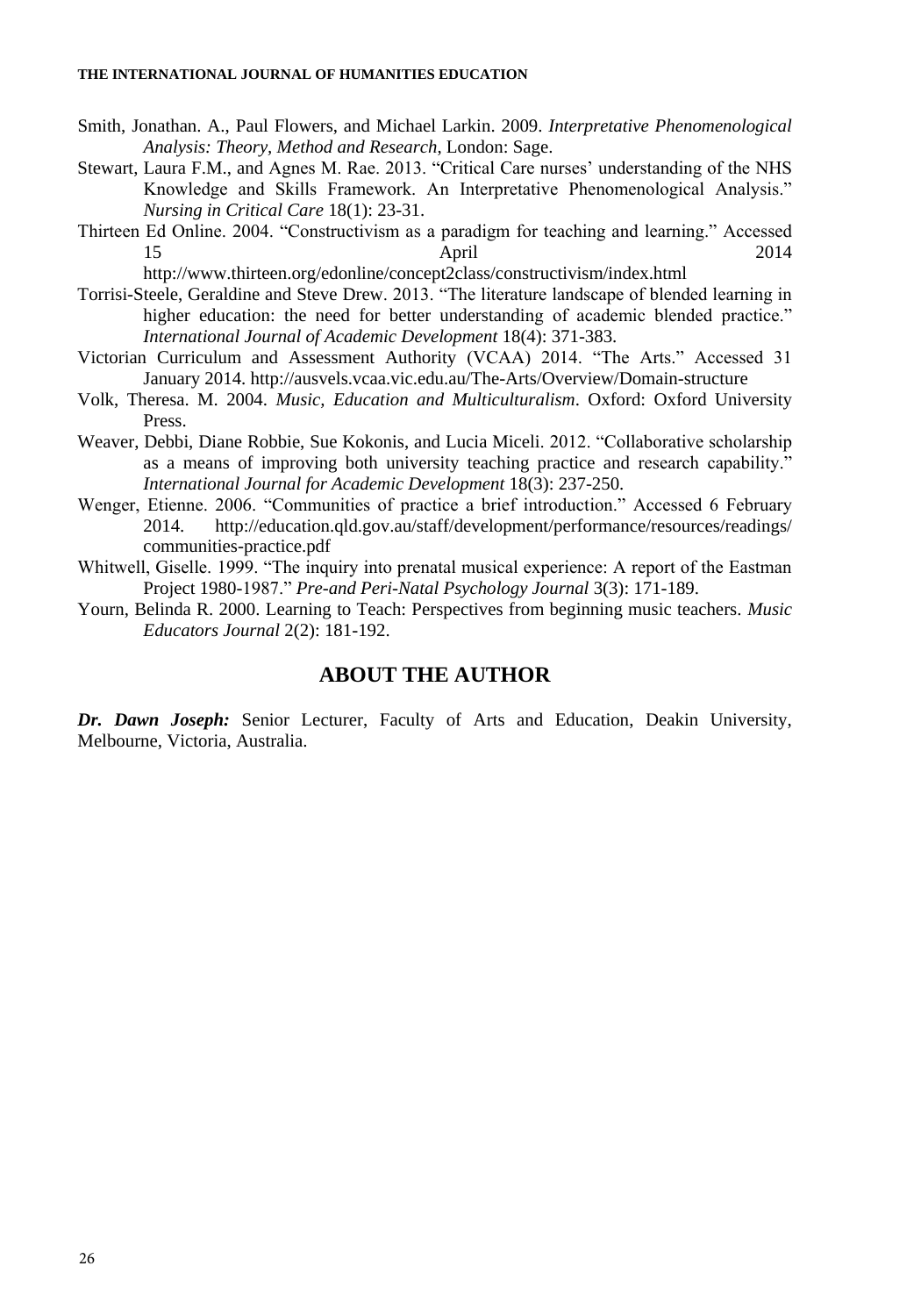Smith, Jonathan. A., Paul Flowers, and Michael Larkin. 2009. *Interpretative Phenomenological Analysis: Theory, Method and Research*, London: Sage.

Stewart, Laura F.M., and Agnes M. Rae. 2013. "Critical Care nurses' understanding of the NHS Knowledge and Skills Framework. An Interpretative Phenomenological Analysis." *Nursing in Critical Care* 18(1): 23-31.

Thirteen Ed Online. 2004. "Constructivism as a paradigm for teaching and learning." Accessed 15 April 2014 http://www.thirteen.org/edonline/concept2class/constructivism/index.html

Torrisi-Steele, Geraldine and Steve Drew. 2013. "The literature landscape of blended learning in higher education: the need for better understanding of academic blended practice." *International Journal of Academic Development* 18(4): 371-383.

Victorian Curriculum and Assessment Authority (VCAA) 2014. "The Arts." Accessed 31 January 2014. http://ausvels.vcaa.vic.edu.au/The-Arts/Overview/Domain-structure

Volk, Theresa. M. 2004. *Music, Education and Multiculturalism*. Oxford: Oxford University Press.

Weaver, Debbi, Diane Robbie, Sue Kokonis, and Lucia Miceli. 2012. "Collaborative scholarship as a means of improving both university teaching practice and research capability." *International Journal for Academic Development* 18(3): 237-250.

Wenger, Etienne. 2006. "Communities of practice a brief introduction." Accessed 6 February 2014. http://education.qld.gov.au/staff/development/performance/resources/readings/communities-practice.pdf

Whitwell, Giselle. 1999. "The inquiry into prenatal musical experience: A report of the Eastman Project 1980-1987." *Pre-and Peri-Natal Psychology Journal* 3(3): 171-189.

Yourn, Belinda R. 2000. Learning to Teach: Perspectives from beginning music teachers. *Music Educators Journal* 2(2): 181-192.

## ABOUT THE AUTHOR

***Dr. Dawn Joseph:*** Senior Lecturer, Faculty of Arts and Education, Deakin University, Melbourne, Victoria, Australia.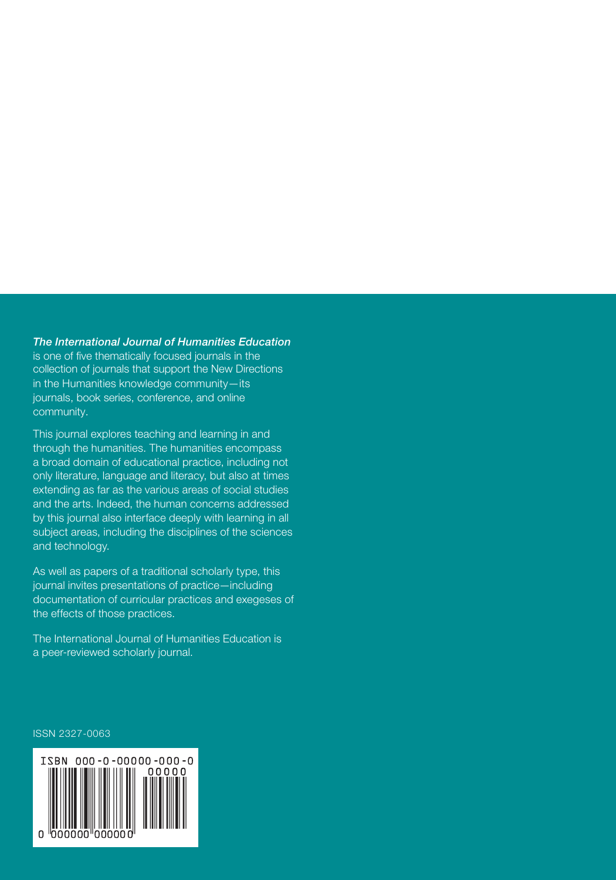***The International Journal of Humanities Education*** is one of five thematically focused journals in the collection of journals that support the New Directions in the Humanities knowledge community—its journals, book series, conference, and online community.

This journal explores teaching and learning in and through the humanities. The humanities encompass a broad domain of educational practice, including not only literature, language and literacy, but also at times extending as far as the various areas of social studies and the arts. Indeed, the human concerns addressed by this journal also interface deeply with learning in all subject areas, including the disciplines of the sciences and technology.

As well as papers of a traditional scholarly type, this journal invites presentations of practice—including documentation of curricular practices and exegeses of the effects of those practices.

The International Journal of Humanities Education is a peer-reviewed scholarly journal.

ISSN 2327-0063

ISBN 000-0-00000-000-0

00000

0 000000 000000